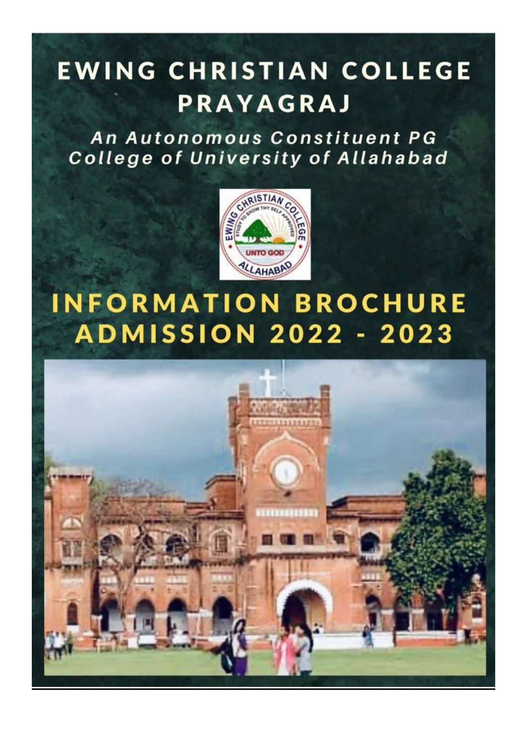# EWING CHRISTIAN COLLEGE PRAYAGRAJ

*An Autonomous Constituent PG College of University of Allahabad*

# INFORMATION BROCHURE ADMISSION 2022 - 2023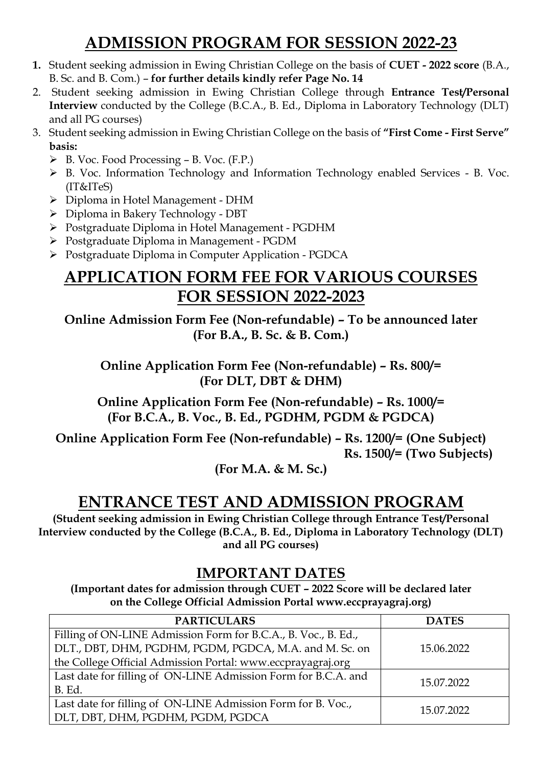# ADMISSION PROGRAM FOR SESSION 2022-23

1. Student seeking admission in Ewing Christian College on the basis of **CUET - 2022 score** (B.A., B. Sc. and B. Com.) – **for further details kindly refer Page No. 14**
2. Student seeking admission in Ewing Christian College through **Entrance Test/Personal Interview** conducted by the College (B.C.A., B. Ed., Diploma in Laboratory Technology (DLT) and all PG courses)
3. Student seeking admission in Ewing Christian College on the basis of **"First Come - First Serve" basis:**
   - B. Voc. Food Processing – B. Voc. (F.P.)
   - B. Voc. Information Technology and Information Technology enabled Services - B. Voc. (IT&ITeS)
   - Diploma in Hotel Management - DHM
   - Diploma in Bakery Technology - DBT
   - Postgraduate Diploma in Hotel Management - PGDHM
   - Postgraduate Diploma in Management - PGDM
   - Postgraduate Diploma in Computer Application - PGDCA

# APPLICATION FORM FEE FOR VARIOUS COURSES FOR SESSION 2022-2023

**Online Admission Form Fee (Non-refundable) – To be announced later (For B.A., B. Sc. & B. Com.)**

**Online Application Form Fee (Non-refundable) – Rs. 800/= (For DLT, DBT & DHM)**

**Online Application Form Fee (Non-refundable) – Rs. 1000/= (For B.C.A., B. Voc., B. Ed., PGDHM, PGDM & PGDCA)**

**Online Application Form Fee (Non-refundable) – Rs. 1200/= (One Subject)**
**Rs. 1500/= (Two Subjects)**
**(For M.A. & M. Sc.)**

# ENTRANCE TEST AND ADMISSION PROGRAM

**(Student seeking admission in Ewing Christian College through Entrance Test/Personal Interview conducted by the College (B.C.A., B. Ed., Diploma in Laboratory Technology (DLT) and all PG courses)**

## IMPORTANT DATES

**(Important dates for admission through CUET – 2022 Score will be declared later on the College Official Admission Portal www.eccprayagraj.org)**

| PARTICULARS | DATES |
|---|---|
| Filling of ON-LINE Admission Form for B.C.A., B. Voc., B. Ed., DLT., DBT, DHM, PGDHM, PGDM, PGDCA, M.A. and M. Sc. on the College Official Admission Portal: www.eccprayagraj.org | 15.06.2022 |
| Last date for filling of ON-LINE Admission Form for B.C.A. and B. Ed. | 15.07.2022 |
| Last date for filling of ON-LINE Admission Form for B. Voc., DLT, DBT, DHM, PGDHM, PGDM, PGDCA | 15.07.2022 |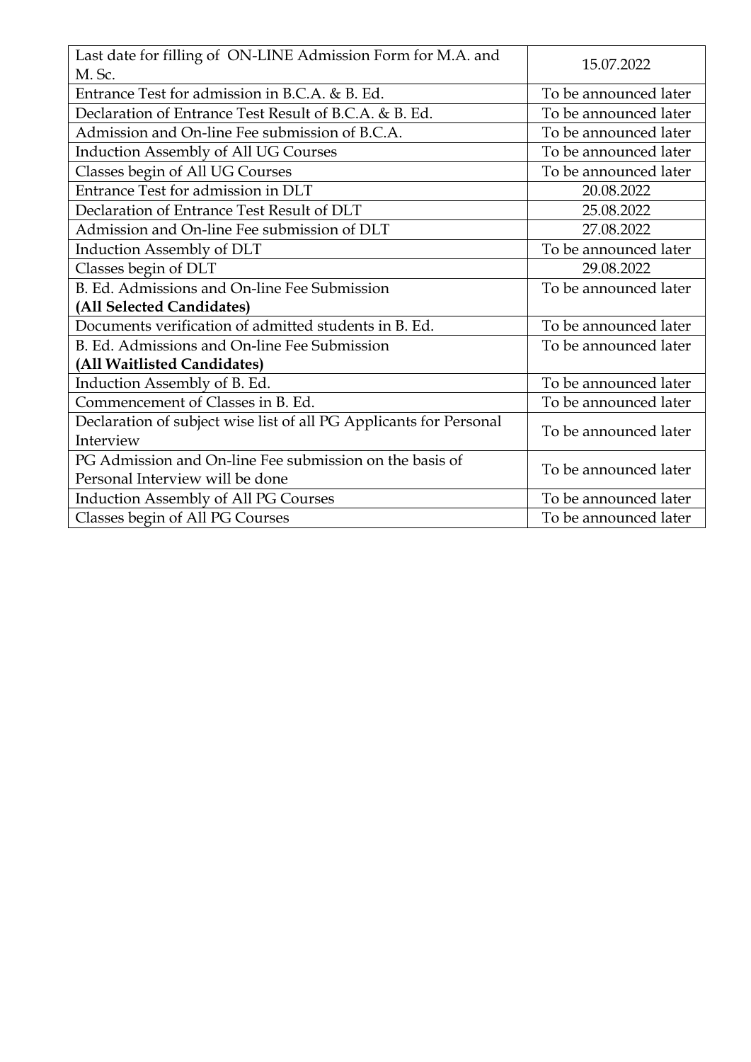| Last date for filling of ON-LINE Admission Form for M.A. and M. Sc. | 15.07.2022 |
|---|---|
| Entrance Test for admission in B.C.A. & B. Ed. | To be announced later |
| Declaration of Entrance Test Result of B.C.A. & B. Ed. | To be announced later |
| Admission and On-line Fee submission of B.C.A. | To be announced later |
| Induction Assembly of All UG Courses | To be announced later |
| Classes begin of All UG Courses | To be announced later |
| Entrance Test for admission in DLT | 20.08.2022 |
| Declaration of Entrance Test Result of DLT | 25.08.2022 |
| Admission and On-line Fee submission of DLT | 27.08.2022 |
| Induction Assembly of DLT | To be announced later |
| Classes begin of DLT | 29.08.2022 |
| B. Ed. Admissions and On-line Fee Submission **(All Selected Candidates)** | To be announced later |
| Documents verification of admitted students in B. Ed. | To be announced later |
| B. Ed. Admissions and On-line Fee Submission **(All Waitlisted Candidates)** | To be announced later |
| Induction Assembly of B. Ed. | To be announced later |
| Commencement of Classes in B. Ed. | To be announced later |
| Declaration of subject wise list of all PG Applicants for Personal Interview | To be announced later |
| PG Admission and On-line Fee submission on the basis of Personal Interview will be done | To be announced later |
| Induction Assembly of All PG Courses | To be announced later |
| Classes begin of All PG Courses | To be announced later |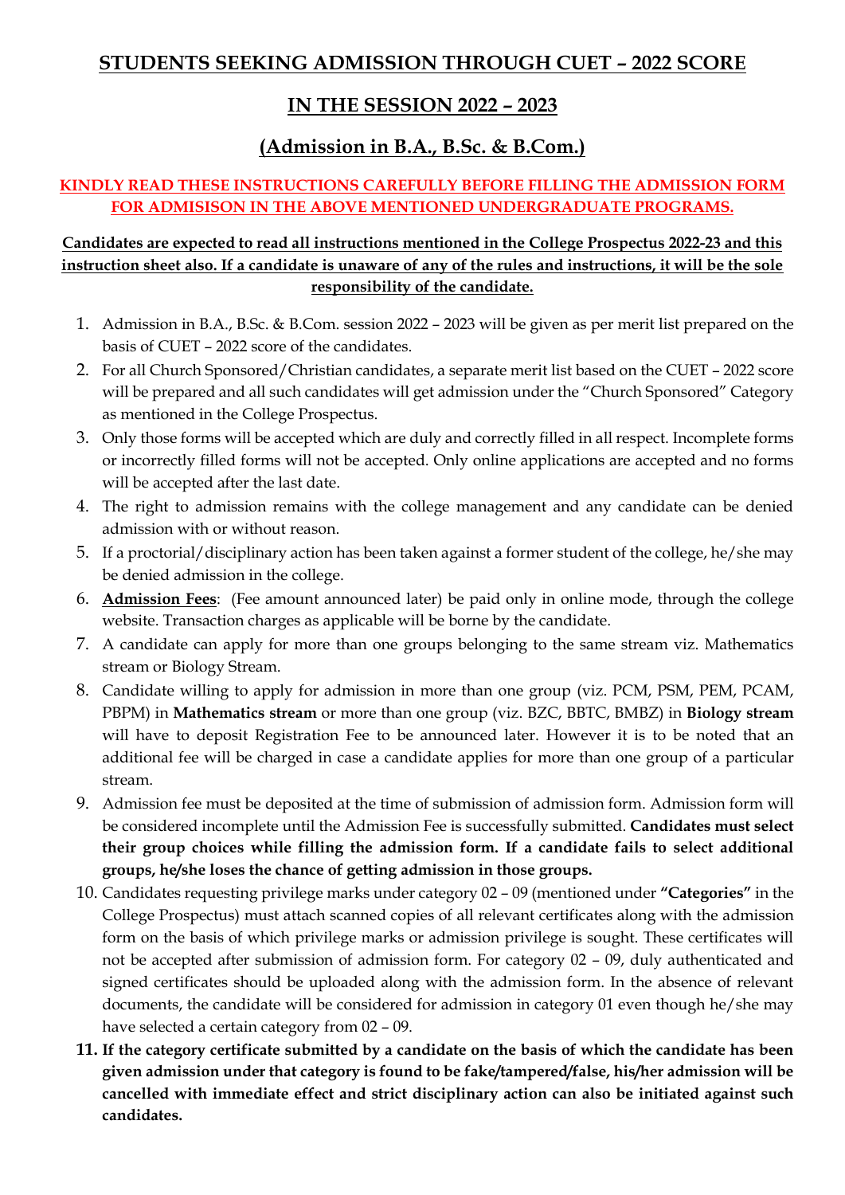# STUDENTS SEEKING ADMISSION THROUGH CUET – 2022 SCORE

## IN THE SESSION 2022 – 2023

## (Admission in B.A., B.Sc. & B.Com.)

**KINDLY READ THESE INSTRUCTIONS CAREFULLY BEFORE FILLING THE ADMISSION FORM FOR ADMISISON IN THE ABOVE MENTIONED UNDERGRADUATE PROGRAMS.**

**Candidates are expected to read all instructions mentioned in the College Prospectus 2022-23 and this instruction sheet also. If a candidate is unaware of any of the rules and instructions, it will be the sole responsibility of the candidate.**

1. Admission in B.A., B.Sc. & B.Com. session 2022 – 2023 will be given as per merit list prepared on the basis of CUET – 2022 score of the candidates.
2. For all Church Sponsored/Christian candidates, a separate merit list based on the CUET – 2022 score will be prepared and all such candidates will get admission under the "Church Sponsored" Category as mentioned in the College Prospectus.
3. Only those forms will be accepted which are duly and correctly filled in all respect. Incomplete forms or incorrectly filled forms will not be accepted. Only online applications are accepted and no forms will be accepted after the last date.
4. The right to admission remains with the college management and any candidate can be denied admission with or without reason.
5. If a proctorial/disciplinary action has been taken against a former student of the college, he/she may be denied admission in the college.
6. **Admission Fees**: (Fee amount announced later) be paid only in online mode, through the college website. Transaction charges as applicable will be borne by the candidate.
7. A candidate can apply for more than one groups belonging to the same stream viz. Mathematics stream or Biology Stream.
8. Candidate willing to apply for admission in more than one group (viz. PCM, PSM, PEM, PCAM, PBPM) in **Mathematics stream** or more than one group (viz. BZC, BBTC, BMBZ) in **Biology stream** will have to deposit Registration Fee to be announced later. However it is to be noted that an additional fee will be charged in case a candidate applies for more than one group of a particular stream.
9. Admission fee must be deposited at the time of submission of admission form. Admission form will be considered incomplete until the Admission Fee is successfully submitted. **Candidates must select their group choices while filling the admission form. If a candidate fails to select additional groups, he/she loses the chance of getting admission in those groups.**
10. Candidates requesting privilege marks under category 02 – 09 (mentioned under **"Categories"** in the College Prospectus) must attach scanned copies of all relevant certificates along with the admission form on the basis of which privilege marks or admission privilege is sought. These certificates will not be accepted after submission of admission form. For category 02 – 09, duly authenticated and signed certificates should be uploaded along with the admission form. In the absence of relevant documents, the candidate will be considered for admission in category 01 even though he/she may have selected a certain category from 02 – 09.
11. **If the category certificate submitted by a candidate on the basis of which the candidate has been given admission under that category is found to be fake/tampered/false, his/her admission will be cancelled with immediate effect and strict disciplinary action can also be initiated against such candidates.**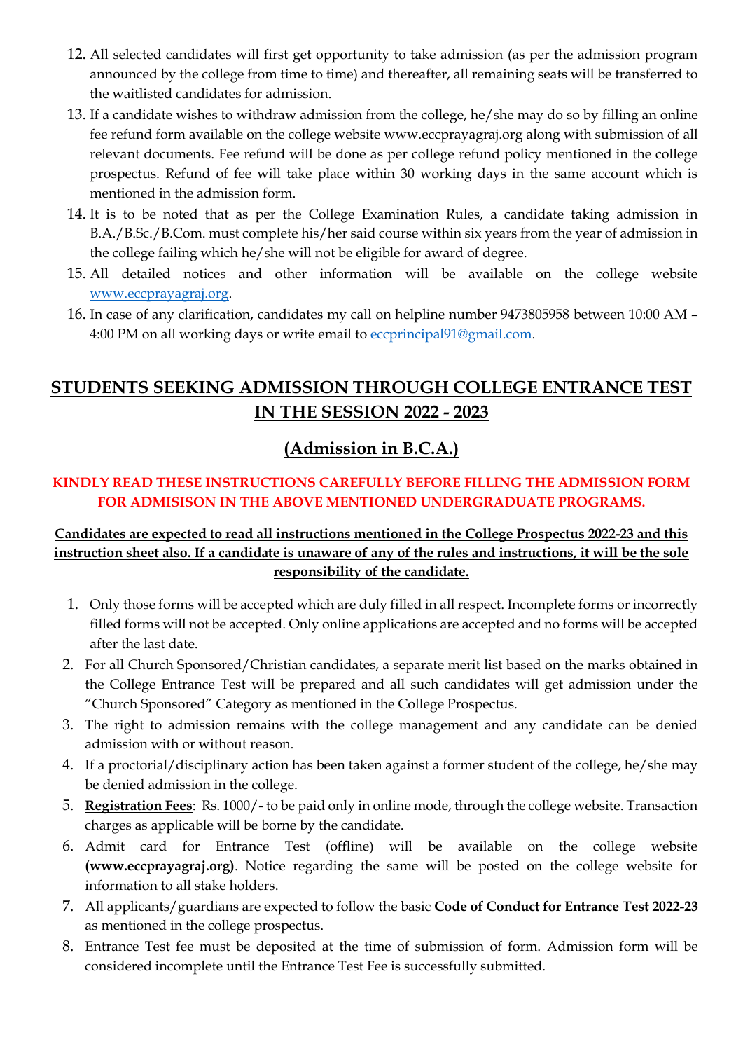12. All selected candidates will first get opportunity to take admission (as per the admission program announced by the college from time to time) and thereafter, all remaining seats will be transferred to the waitlisted candidates for admission.
13. If a candidate wishes to withdraw admission from the college, he/she may do so by filling an online fee refund form available on the college website www.eccprayagraj.org along with submission of all relevant documents. Fee refund will be done as per college refund policy mentioned in the college prospectus. Refund of fee will take place within 30 working days in the same account which is mentioned in the admission form.
14. It is to be noted that as per the College Examination Rules, a candidate taking admission in B.A./B.Sc./B.Com. must complete his/her said course within six years from the year of admission in the college failing which he/she will not be eligible for award of degree.
15. All detailed notices and other information will be available on the college website [www.eccprayagraj.org](www.eccprayagraj.org).
16. In case of any clarification, candidates my call on helpline number 9473805958 between 10:00 AM – 4:00 PM on all working days or write email to [eccprincipal91@gmail.com](mailto:eccprincipal91@gmail.com).

## STUDENTS SEEKING ADMISSION THROUGH COLLEGE ENTRANCE TEST IN THE SESSION 2022 - 2023

## (Admission in B.C.A.)

**KINDLY READ THESE INSTRUCTIONS CAREFULLY BEFORE FILLING THE ADMISSION FORM FOR ADMISISON IN THE ABOVE MENTIONED UNDERGRADUATE PROGRAMS.**

**Candidates are expected to read all instructions mentioned in the College Prospectus 2022-23 and this instruction sheet also. If a candidate is unaware of any of the rules and instructions, it will be the sole responsibility of the candidate.**

1. Only those forms will be accepted which are duly filled in all respect. Incomplete forms or incorrectly filled forms will not be accepted. Only online applications are accepted and no forms will be accepted after the last date.
2. For all Church Sponsored/Christian candidates, a separate merit list based on the marks obtained in the College Entrance Test will be prepared and all such candidates will get admission under the "Church Sponsored" Category as mentioned in the College Prospectus.
3. The right to admission remains with the college management and any candidate can be denied admission with or without reason.
4. If a proctorial/disciplinary action has been taken against a former student of the college, he/she may be denied admission in the college.
5. **Registration Fees**: Rs. 1000/- to be paid only in online mode, through the college website. Transaction charges as applicable will be borne by the candidate.
6. Admit card for Entrance Test (offline) will be available on the college website **(www.eccprayagraj.org)**. Notice regarding the same will be posted on the college website for information to all stake holders.
7. All applicants/guardians are expected to follow the basic **Code of Conduct for Entrance Test 2022-23** as mentioned in the college prospectus.
8. Entrance Test fee must be deposited at the time of submission of form. Admission form will be considered incomplete until the Entrance Test Fee is successfully submitted.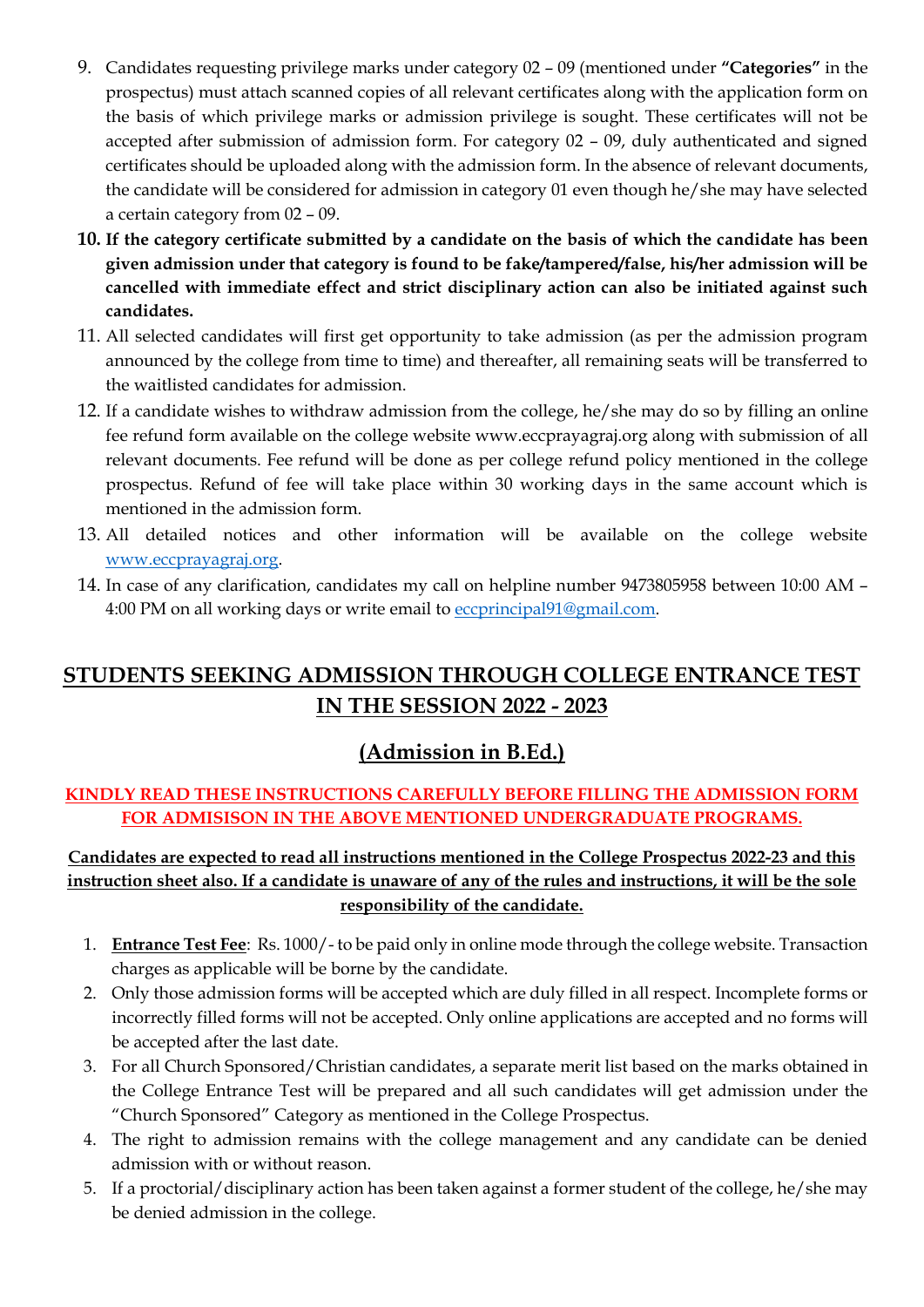9. Candidates requesting privilege marks under category 02 – 09 (mentioned under **"Categories"** in the prospectus) must attach scanned copies of all relevant certificates along with the application form on the basis of which privilege marks or admission privilege is sought. These certificates will not be accepted after submission of admission form. For category 02 – 09, duly authenticated and signed certificates should be uploaded along with the admission form. In the absence of relevant documents, the candidate will be considered for admission in category 01 even though he/she may have selected a certain category from 02 – 09.
10. **If the category certificate submitted by a candidate on the basis of which the candidate has been given admission under that category is found to be fake/tampered/false, his/her admission will be cancelled with immediate effect and strict disciplinary action can also be initiated against such candidates.**
11. All selected candidates will first get opportunity to take admission (as per the admission program announced by the college from time to time) and thereafter, all remaining seats will be transferred to the waitlisted candidates for admission.
12. If a candidate wishes to withdraw admission from the college, he/she may do so by filling an online fee refund form available on the college website www.eccprayagraj.org along with submission of all relevant documents. Fee refund will be done as per college refund policy mentioned in the college prospectus. Refund of fee will take place within 30 working days in the same account which is mentioned in the admission form.
13. All detailed notices and other information will be available on the college website www.eccprayagraj.org.
14. In case of any clarification, candidates my call on helpline number 9473805958 between 10:00 AM – 4:00 PM on all working days or write email to eccprincipal91@gmail.com.

## STUDENTS SEEKING ADMISSION THROUGH COLLEGE ENTRANCE TEST IN THE SESSION 2022 - 2023

## (Admission in B.Ed.)

**KINDLY READ THESE INSTRUCTIONS CAREFULLY BEFORE FILLING THE ADMISSION FORM FOR ADMISISON IN THE ABOVE MENTIONED UNDERGRADUATE PROGRAMS.**

**Candidates are expected to read all instructions mentioned in the College Prospectus 2022-23 and this instruction sheet also. If a candidate is unaware of any of the rules and instructions, it will be the sole responsibility of the candidate.**

1. **Entrance Test Fee**: Rs. 1000/- to be paid only in online mode through the college website. Transaction charges as applicable will be borne by the candidate.
2. Only those admission forms will be accepted which are duly filled in all respect. Incomplete forms or incorrectly filled forms will not be accepted. Only online applications are accepted and no forms will be accepted after the last date.
3. For all Church Sponsored/Christian candidates, a separate merit list based on the marks obtained in the College Entrance Test will be prepared and all such candidates will get admission under the "Church Sponsored" Category as mentioned in the College Prospectus.
4. The right to admission remains with the college management and any candidate can be denied admission with or without reason.
5. If a proctorial/disciplinary action has been taken against a former student of the college, he/she may be denied admission in the college.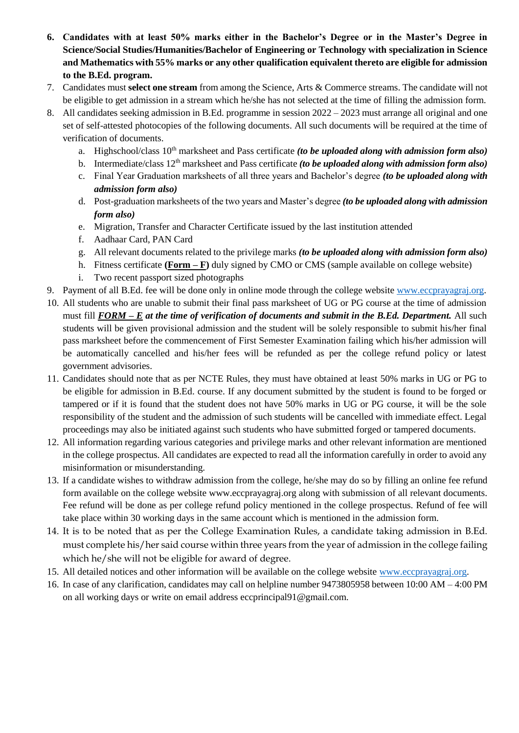6. **Candidates with at least 50% marks either in the Bachelor's Degree or in the Master's Degree in Science/Social Studies/Humanities/Bachelor of Engineering or Technology with specialization in Science and Mathematics with 55% marks or any other qualification equivalent thereto are eligible for admission to the B.Ed. program.**
7. Candidates must **select one stream** from among the Science, Arts & Commerce streams. The candidate will not be eligible to get admission in a stream which he/she has not selected at the time of filling the admission form.
8. All candidates seeking admission in B.Ed. programme in session 2022 – 2023 must arrange all original and one set of self-attested photocopies of the following documents. All such documents will be required at the time of verification of documents.
   a. Highschool/class 10th marksheet and Pass certificate ***(to be uploaded along with admission form also)***
   b. Intermediate/class 12th marksheet and Pass certificate ***(to be uploaded along with admission form also)***
   c. Final Year Graduation marksheets of all three years and Bachelor's degree ***(to be uploaded along with admission form also)***
   d. Post-graduation marksheets of the two years and Master's degree ***(to be uploaded along with admission form also)***
   e. Migration, Transfer and Character Certificate issued by the last institution attended
   f. Aadhaar Card, PAN Card
   g. All relevant documents related to the privilege marks ***(to be uploaded along with admission form also)***
   h. Fitness certificate **(Form – F)** duly signed by CMO or CMS (sample available on college website)
   i. Two recent passport sized photographs
9. Payment of all B.Ed. fee will be done only in online mode through the college website www.eccprayagraj.org.
10. All students who are unable to submit their final pass marksheet of UG or PG course at the time of admission must fill ***FORM – E at the time of verification of documents and submit in the B.Ed. Department.*** All such students will be given provisional admission and the student will be solely responsible to submit his/her final pass marksheet before the commencement of First Semester Examination failing which his/her admission will be automatically cancelled and his/her fees will be refunded as per the college refund policy or latest government advisories.
11. Candidates should note that as per NCTE Rules, they must have obtained at least 50% marks in UG or PG to be eligible for admission in B.Ed. course. If any document submitted by the student is found to be forged or tampered or if it is found that the student does not have 50% marks in UG or PG course, it will be the sole responsibility of the student and the admission of such students will be cancelled with immediate effect. Legal proceedings may also be initiated against such students who have submitted forged or tampered documents.
12. All information regarding various categories and privilege marks and other relevant information are mentioned in the college prospectus. All candidates are expected to read all the information carefully in order to avoid any misinformation or misunderstanding.
13. If a candidate wishes to withdraw admission from the college, he/she may do so by filling an online fee refund form available on the college website www.eccprayagraj.org along with submission of all relevant documents. Fee refund will be done as per college refund policy mentioned in the college prospectus. Refund of fee will take place within 30 working days in the same account which is mentioned in the admission form.
14. It is to be noted that as per the College Examination Rules, a candidate taking admission in B.Ed. must complete his/her said course within three years from the year of admission in the college failing which he/she will not be eligible for award of degree.
15. All detailed notices and other information will be available on the college website www.eccprayagraj.org.
16. In case of any clarification, candidates may call on helpline number 9473805958 between 10:00 AM – 4:00 PM on all working days or write on email address eccprincipal91@gmail.com.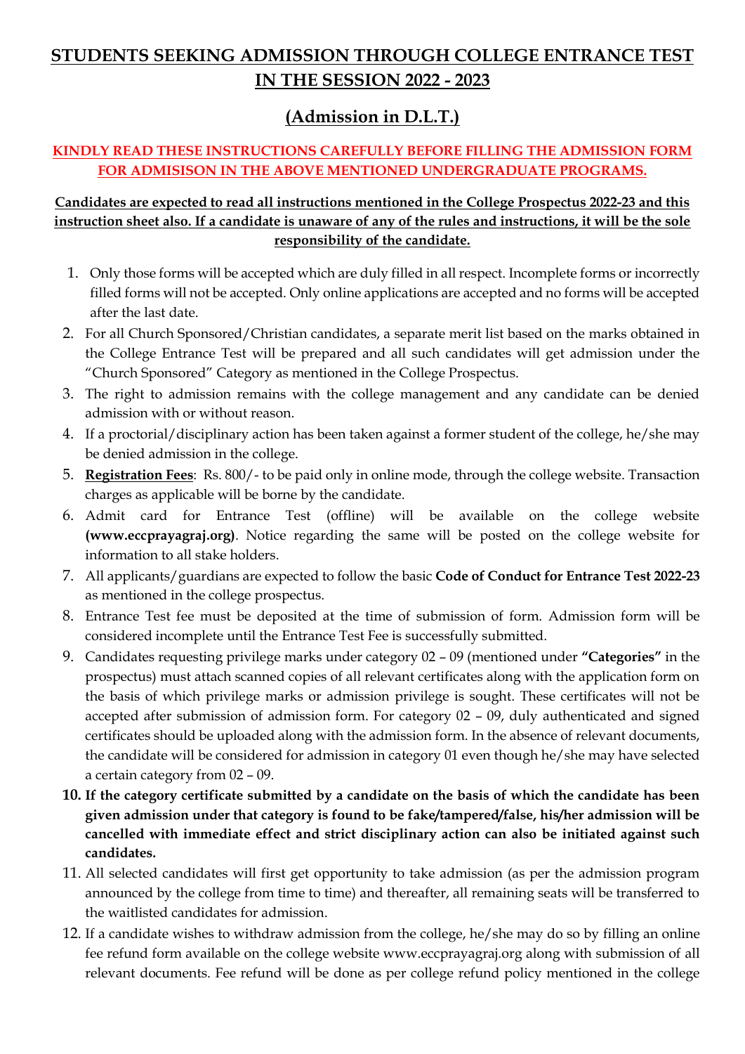# STUDENTS SEEKING ADMISSION THROUGH COLLEGE ENTRANCE TEST IN THE SESSION 2022 - 2023

## (Admission in D.L.T.)

**KINDLY READ THESE INSTRUCTIONS CAREFULLY BEFORE FILLING THE ADMISSION FORM FOR ADMISISON IN THE ABOVE MENTIONED UNDERGRADUATE PROGRAMS.**

**Candidates are expected to read all instructions mentioned in the College Prospectus 2022-23 and this instruction sheet also. If a candidate is unaware of any of the rules and instructions, it will be the sole responsibility of the candidate.**

1. Only those forms will be accepted which are duly filled in all respect. Incomplete forms or incorrectly filled forms will not be accepted. Only online applications are accepted and no forms will be accepted after the last date.
2. For all Church Sponsored/Christian candidates, a separate merit list based on the marks obtained in the College Entrance Test will be prepared and all such candidates will get admission under the "Church Sponsored" Category as mentioned in the College Prospectus.
3. The right to admission remains with the college management and any candidate can be denied admission with or without reason.
4. If a proctorial/disciplinary action has been taken against a former student of the college, he/she may be denied admission in the college.
5. **Registration Fees**: Rs. 800/- to be paid only in online mode, through the college website. Transaction charges as applicable will be borne by the candidate.
6. Admit card for Entrance Test (offline) will be available on the college website **(www.eccprayagraj.org)**. Notice regarding the same will be posted on the college website for information to all stake holders.
7. All applicants/guardians are expected to follow the basic **Code of Conduct for Entrance Test 2022-23** as mentioned in the college prospectus.
8. Entrance Test fee must be deposited at the time of submission of form. Admission form will be considered incomplete until the Entrance Test Fee is successfully submitted.
9. Candidates requesting privilege marks under category 02 – 09 (mentioned under **"Categories"** in the prospectus) must attach scanned copies of all relevant certificates along with the application form on the basis of which privilege marks or admission privilege is sought. These certificates will not be accepted after submission of admission form. For category 02 – 09, duly authenticated and signed certificates should be uploaded along with the admission form. In the absence of relevant documents, the candidate will be considered for admission in category 01 even though he/she may have selected a certain category from 02 – 09.
10. **If the category certificate submitted by a candidate on the basis of which the candidate has been given admission under that category is found to be fake/tampered/false, his/her admission will be cancelled with immediate effect and strict disciplinary action can also be initiated against such candidates.**
11. All selected candidates will first get opportunity to take admission (as per the admission program announced by the college from time to time) and thereafter, all remaining seats will be transferred to the waitlisted candidates for admission.
12. If a candidate wishes to withdraw admission from the college, he/she may do so by filling an online fee refund form available on the college website www.eccprayagraj.org along with submission of all relevant documents. Fee refund will be done as per college refund policy mentioned in the college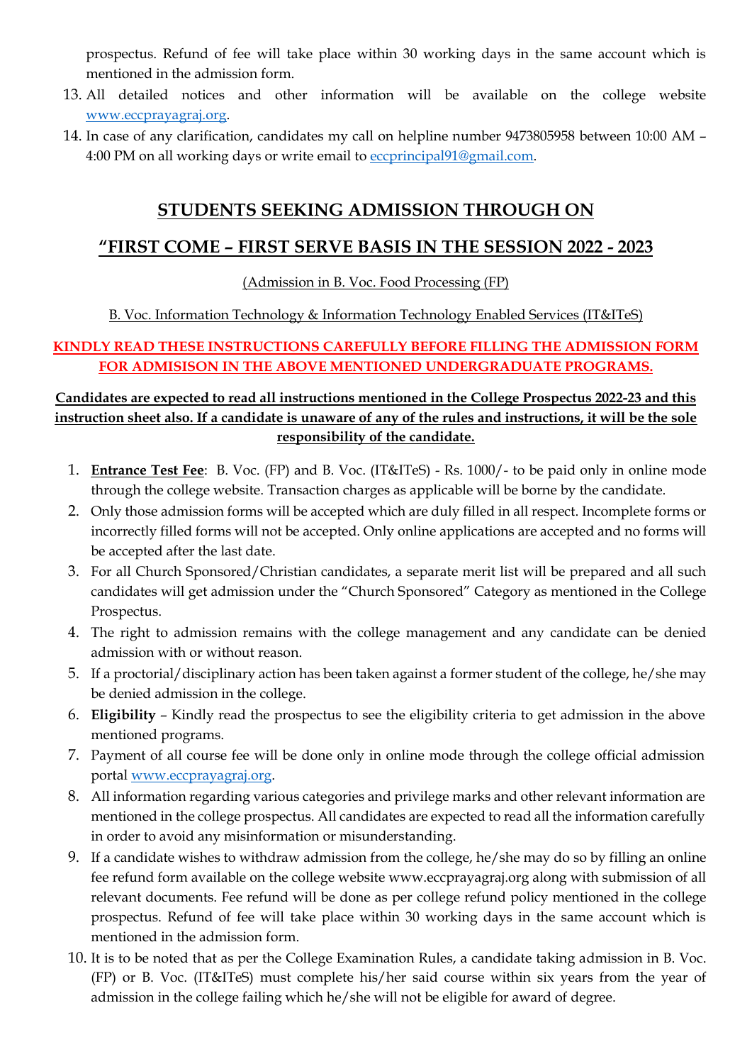prospectus. Refund of fee will take place within 30 working days in the same account which is mentioned in the admission form.

13. All detailed notices and other information will be available on the college website www.eccprayagraj.org.
14. In case of any clarification, candidates my call on helpline number 9473805958 between 10:00 AM – 4:00 PM on all working days or write email to eccprincipal91@gmail.com.

## STUDENTS SEEKING ADMISSION THROUGH ON

## "FIRST COME – FIRST SERVE BASIS IN THE SESSION 2022 - 2023

(Admission in B. Voc. Food Processing (FP)

B. Voc. Information Technology & Information Technology Enabled Services (IT&ITeS)

**KINDLY READ THESE INSTRUCTIONS CAREFULLY BEFORE FILLING THE ADMISSION FORM FOR ADMISISON IN THE ABOVE MENTIONED UNDERGRADUATE PROGRAMS.**

**Candidates are expected to read all instructions mentioned in the College Prospectus 2022-23 and this instruction sheet also. If a candidate is unaware of any of the rules and instructions, it will be the sole responsibility of the candidate.**

1. **Entrance Test Fee**: B. Voc. (FP) and B. Voc. (IT&ITeS) - Rs. 1000/- to be paid only in online mode through the college website. Transaction charges as applicable will be borne by the candidate.
2. Only those admission forms will be accepted which are duly filled in all respect. Incomplete forms or incorrectly filled forms will not be accepted. Only online applications are accepted and no forms will be accepted after the last date.
3. For all Church Sponsored/Christian candidates, a separate merit list will be prepared and all such candidates will get admission under the "Church Sponsored" Category as mentioned in the College Prospectus.
4. The right to admission remains with the college management and any candidate can be denied admission with or without reason.
5. If a proctorial/disciplinary action has been taken against a former student of the college, he/she may be denied admission in the college.
6. **Eligibility** – Kindly read the prospectus to see the eligibility criteria to get admission in the above mentioned programs.
7. Payment of all course fee will be done only in online mode through the college official admission portal www.eccprayagraj.org.
8. All information regarding various categories and privilege marks and other relevant information are mentioned in the college prospectus. All candidates are expected to read all the information carefully in order to avoid any misinformation or misunderstanding.
9. If a candidate wishes to withdraw admission from the college, he/she may do so by filling an online fee refund form available on the college website www.eccprayagraj.org along with submission of all relevant documents. Fee refund will be done as per college refund policy mentioned in the college prospectus. Refund of fee will take place within 30 working days in the same account which is mentioned in the admission form.
10. It is to be noted that as per the College Examination Rules, a candidate taking admission in B. Voc. (FP) or B. Voc. (IT&ITeS) must complete his/her said course within six years from the year of admission in the college failing which he/she will not be eligible for award of degree.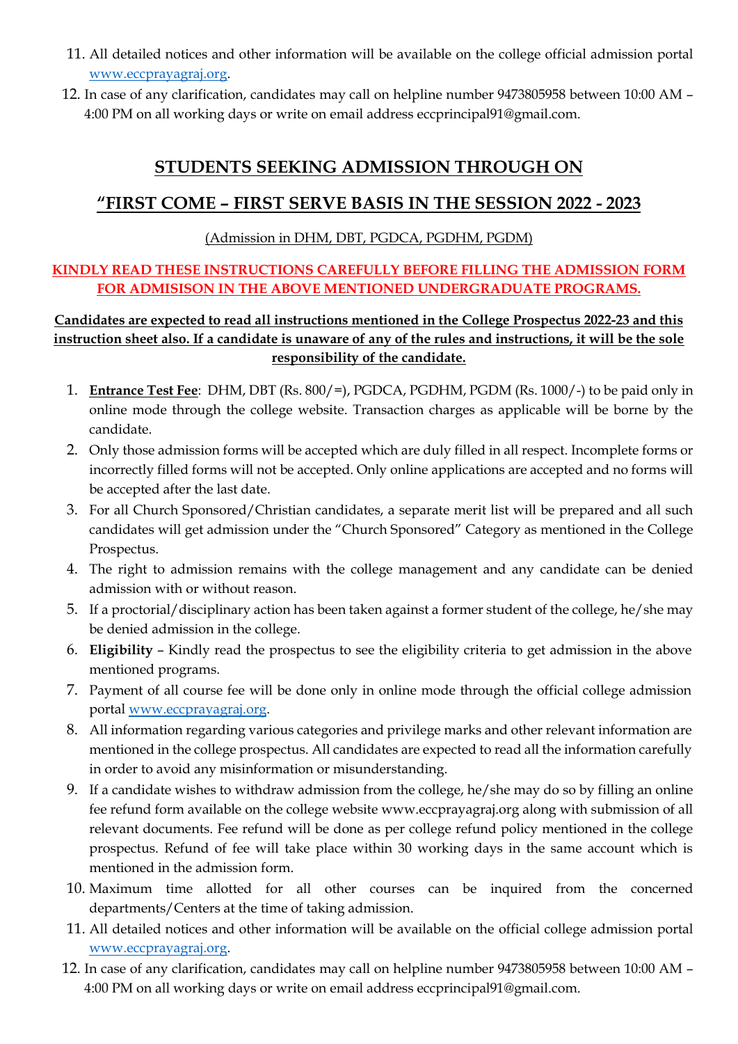11. All detailed notices and other information will be available on the college official admission portal [www.eccprayagraj.org](http://www.eccprayagraj.org).
12. In case of any clarification, candidates may call on helpline number 9473805958 between 10:00 AM – 4:00 PM on all working days or write on email address eccprincipal91@gmail.com.

## STUDENTS SEEKING ADMISSION THROUGH ON

## "FIRST COME – FIRST SERVE BASIS IN THE SESSION 2022 - 2023

(Admission in DHM, DBT, PGDCA, PGDHM, PGDM)

**KINDLY READ THESE INSTRUCTIONS CAREFULLY BEFORE FILLING THE ADMISSION FORM FOR ADMISISON IN THE ABOVE MENTIONED UNDERGRADUATE PROGRAMS.**

**Candidates are expected to read all instructions mentioned in the College Prospectus 2022-23 and this instruction sheet also. If a candidate is unaware of any of the rules and instructions, it will be the sole responsibility of the candidate.**

1. **Entrance Test Fee**: DHM, DBT (Rs. 800/=), PGDCA, PGDHM, PGDM (Rs. 1000/-) to be paid only in online mode through the college website. Transaction charges as applicable will be borne by the candidate.
2. Only those admission forms will be accepted which are duly filled in all respect. Incomplete forms or incorrectly filled forms will not be accepted. Only online applications are accepted and no forms will be accepted after the last date.
3. For all Church Sponsored/Christian candidates, a separate merit list will be prepared and all such candidates will get admission under the "Church Sponsored" Category as mentioned in the College Prospectus.
4. The right to admission remains with the college management and any candidate can be denied admission with or without reason.
5. If a proctorial/disciplinary action has been taken against a former student of the college, he/she may be denied admission in the college.
6. **Eligibility** – Kindly read the prospectus to see the eligibility criteria to get admission in the above mentioned programs.
7. Payment of all course fee will be done only in online mode through the official college admission portal [www.eccprayagraj.org](http://www.eccprayagraj.org).
8. All information regarding various categories and privilege marks and other relevant information are mentioned in the college prospectus. All candidates are expected to read all the information carefully in order to avoid any misinformation or misunderstanding.
9. If a candidate wishes to withdraw admission from the college, he/she may do so by filling an online fee refund form available on the college website www.eccprayagraj.org along with submission of all relevant documents. Fee refund will be done as per college refund policy mentioned in the college prospectus. Refund of fee will take place within 30 working days in the same account which is mentioned in the admission form.
10. Maximum time allotted for all other courses can be inquired from the concerned departments/Centers at the time of taking admission.
11. All detailed notices and other information will be available on the official college admission portal [www.eccprayagraj.org](http://www.eccprayagraj.org).
12. In case of any clarification, candidates may call on helpline number 9473805958 between 10:00 AM – 4:00 PM on all working days or write on email address eccprincipal91@gmail.com.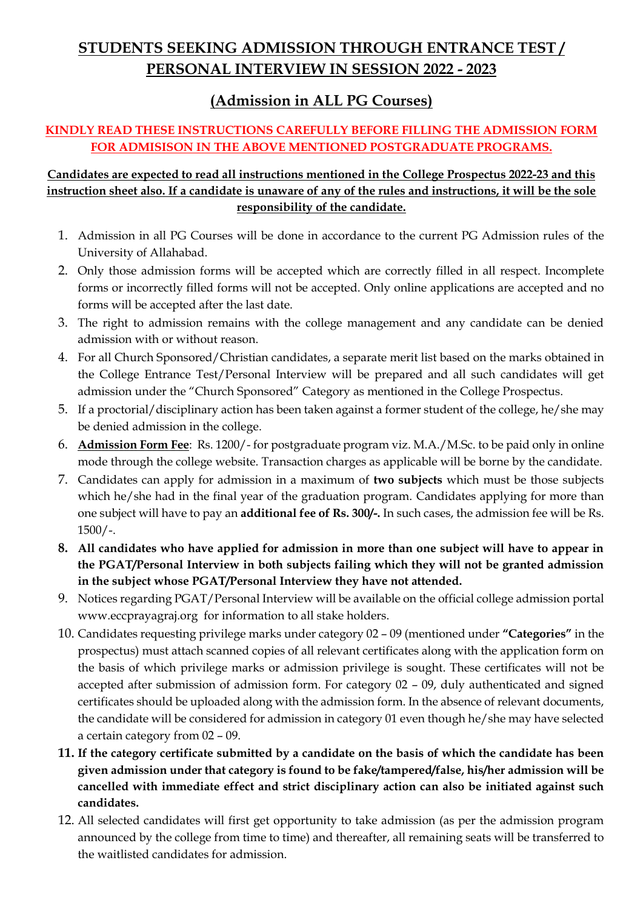# STUDENTS SEEKING ADMISSION THROUGH ENTRANCE TEST / PERSONAL INTERVIEW IN SESSION 2022 - 2023

## (Admission in ALL PG Courses)

**KINDLY READ THESE INSTRUCTIONS CAREFULLY BEFORE FILLING THE ADMISSION FORM FOR ADMISISON IN THE ABOVE MENTIONED POSTGRADUATE PROGRAMS.**

**Candidates are expected to read all instructions mentioned in the College Prospectus 2022-23 and this instruction sheet also. If a candidate is unaware of any of the rules and instructions, it will be the sole responsibility of the candidate.**

1. Admission in all PG Courses will be done in accordance to the current PG Admission rules of the University of Allahabad.
2. Only those admission forms will be accepted which are correctly filled in all respect. Incomplete forms or incorrectly filled forms will not be accepted. Only online applications are accepted and no forms will be accepted after the last date.
3. The right to admission remains with the college management and any candidate can be denied admission with or without reason.
4. For all Church Sponsored/Christian candidates, a separate merit list based on the marks obtained in the College Entrance Test/Personal Interview will be prepared and all such candidates will get admission under the "Church Sponsored" Category as mentioned in the College Prospectus.
5. If a proctorial/disciplinary action has been taken against a former student of the college, he/she may be denied admission in the college.
6. **Admission Form Fee**: Rs. 1200/- for postgraduate program viz. M.A./M.Sc. to be paid only in online mode through the college website. Transaction charges as applicable will be borne by the candidate.
7. Candidates can apply for admission in a maximum of **two subjects** which must be those subjects which he/she had in the final year of the graduation program. Candidates applying for more than one subject will have to pay an **additional fee of Rs. 300/-.** In such cases, the admission fee will be Rs. 1500/-.
8. **All candidates who have applied for admission in more than one subject will have to appear in the PGAT/Personal Interview in both subjects failing which they will not be granted admission in the subject whose PGAT/Personal Interview they have not attended.**
9. Notices regarding PGAT/Personal Interview will be available on the official college admission portal www.eccprayagraj.org for information to all stake holders.
10. Candidates requesting privilege marks under category 02 – 09 (mentioned under **"Categories"** in the prospectus) must attach scanned copies of all relevant certificates along with the application form on the basis of which privilege marks or admission privilege is sought. These certificates will not be accepted after submission of admission form. For category 02 – 09, duly authenticated and signed certificates should be uploaded along with the admission form. In the absence of relevant documents, the candidate will be considered for admission in category 01 even though he/she may have selected a certain category from 02 – 09.
11. **If the category certificate submitted by a candidate on the basis of which the candidate has been given admission under that category is found to be fake/tampered/false, his/her admission will be cancelled with immediate effect and strict disciplinary action can also be initiated against such candidates.**
12. All selected candidates will first get opportunity to take admission (as per the admission program announced by the college from time to time) and thereafter, all remaining seats will be transferred to the waitlisted candidates for admission.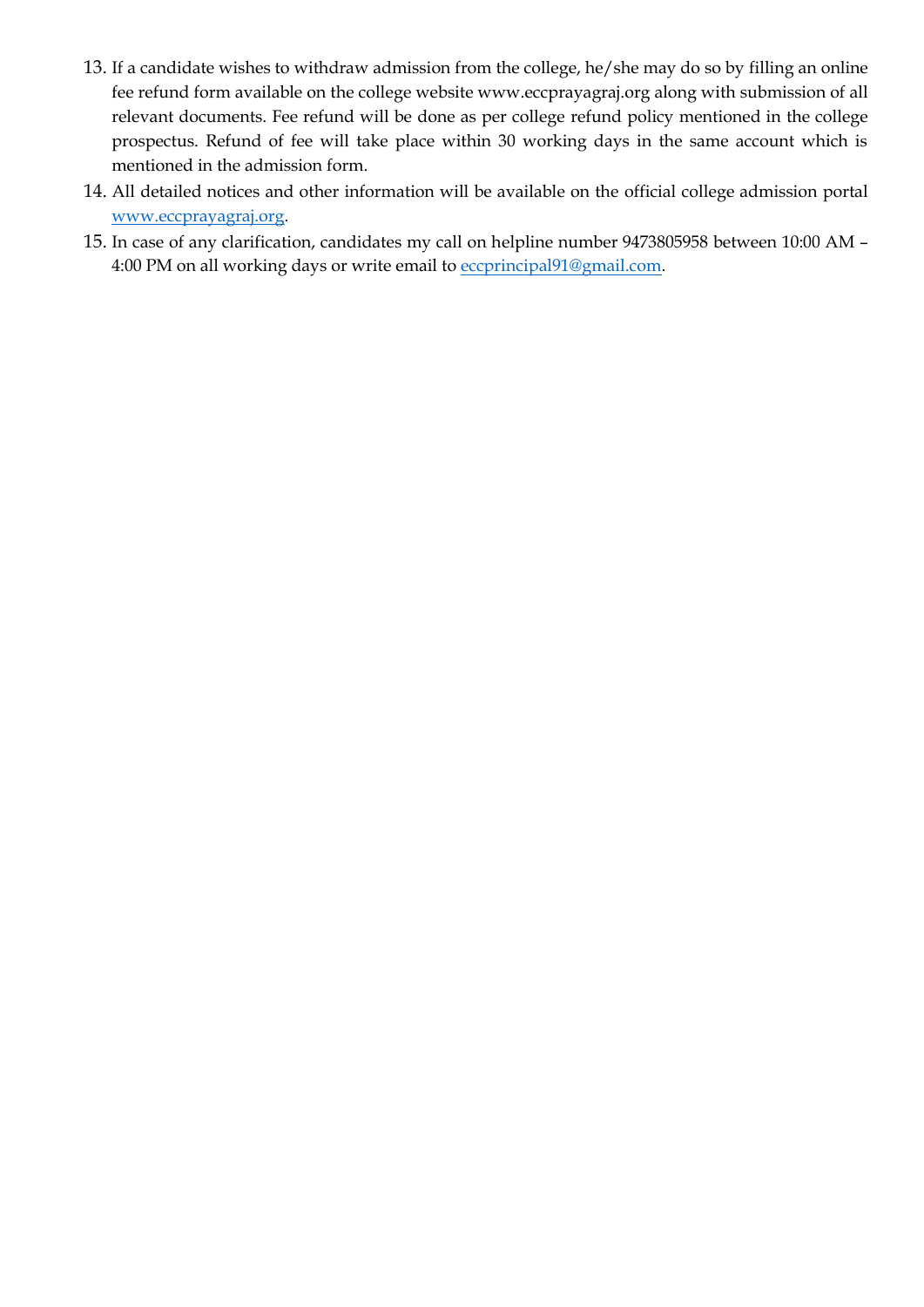13. If a candidate wishes to withdraw admission from the college, he/she may do so by filling an online fee refund form available on the college website www.eccprayagraj.org along with submission of all relevant documents. Fee refund will be done as per college refund policy mentioned in the college prospectus. Refund of fee will take place within 30 working days in the same account which is mentioned in the admission form.
14. All detailed notices and other information will be available on the official college admission portal www.eccprayagraj.org.
15. In case of any clarification, candidates my call on helpline number 9473805958 between 10:00 AM – 4:00 PM on all working days or write email to eccprincipal91@gmail.com.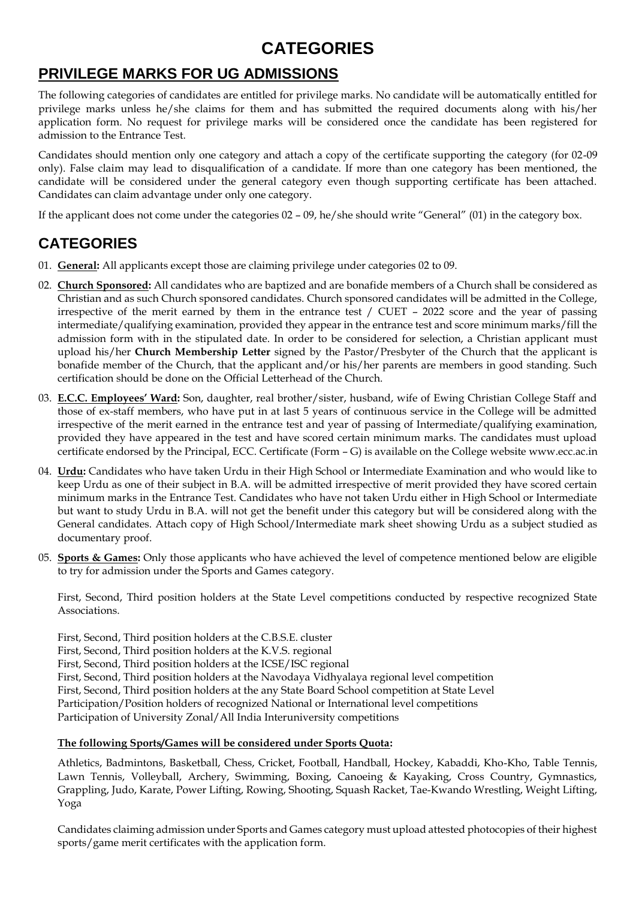# CATEGORIES

## PRIVILEGE MARKS FOR UG ADMISSIONS

The following categories of candidates are entitled for privilege marks. No candidate will be automatically entitled for privilege marks unless he/she claims for them and has submitted the required documents along with his/her application form. No request for privilege marks will be considered once the candidate has been registered for admission to the Entrance Test.

Candidates should mention only one category and attach a copy of the certificate supporting the category (for 02-09 only). False claim may lead to disqualification of a candidate. If more than one category has been mentioned, the candidate will be considered under the general category even though supporting certificate has been attached. Candidates can claim advantage under only one category.

If the applicant does not come under the categories 02 – 09, he/she should write "General" (01) in the category box.

## CATEGORIES

01. **General:** All applicants except those are claiming privilege under categories 02 to 09.

02. **Church Sponsored:** All candidates who are baptized and are bonafide members of a Church shall be considered as Christian and as such Church sponsored candidates. Church sponsored candidates will be admitted in the College, irrespective of the merit earned by them in the entrance test / CUET – 2022 score and the year of passing intermediate/qualifying examination, provided they appear in the entrance test and score minimum marks/fill the admission form with in the stipulated date. In order to be considered for selection, a Christian applicant must upload his/her **Church Membership Letter** signed by the Pastor/Presbyter of the Church that the applicant is bonafide member of the Church, that the applicant and/or his/her parents are members in good standing. Such certification should be done on the Official Letterhead of the Church.

03. **E.C.C. Employees' Ward:** Son, daughter, real brother/sister, husband, wife of Ewing Christian College Staff and those of ex-staff members, who have put in at last 5 years of continuous service in the College will be admitted irrespective of the merit earned in the entrance test and year of passing of Intermediate/qualifying examination, provided they have appeared in the test and have scored certain minimum marks. The candidates must upload certificate endorsed by the Principal, ECC. Certificate (Form – G) is available on the College website www.ecc.ac.in

04. **Urdu:** Candidates who have taken Urdu in their High School or Intermediate Examination and who would like to keep Urdu as one of their subject in B.A. will be admitted irrespective of merit provided they have scored certain minimum marks in the Entrance Test. Candidates who have not taken Urdu either in High School or Intermediate but want to study Urdu in B.A. will not get the benefit under this category but will be considered along with the General candidates. Attach copy of High School/Intermediate mark sheet showing Urdu as a subject studied as documentary proof.

05. **Sports & Games:** Only those applicants who have achieved the level of competence mentioned below are eligible to try for admission under the Sports and Games category.

    First, Second, Third position holders at the State Level competitions conducted by respective recognized State Associations.

    First, Second, Third position holders at the C.B.S.E. cluster
    First, Second, Third position holders at the K.V.S. regional
    First, Second, Third position holders at the ICSE/ISC regional
    First, Second, Third position holders at the Navodaya Vidhyalaya regional level competition
    First, Second, Third position holders at the any State Board School competition at State Level
    Participation/Position holders of recognized National or International level competitions
    Participation of University Zonal/All India Interuniversity competitions

    **The following Sports/Games will be considered under Sports Quota:**

    Athletics, Badmintons, Basketball, Chess, Cricket, Football, Handball, Hockey, Kabaddi, Kho-Kho, Table Tennis, Lawn Tennis, Volleyball, Archery, Swimming, Boxing, Canoeing & Kayaking, Cross Country, Gymnastics, Grappling, Judo, Karate, Power Lifting, Rowing, Shooting, Squash Racket, Tae-Kwando Wrestling, Weight Lifting, Yoga

    Candidates claiming admission under Sports and Games category must upload attested photocopies of their highest sports/game merit certificates with the application form.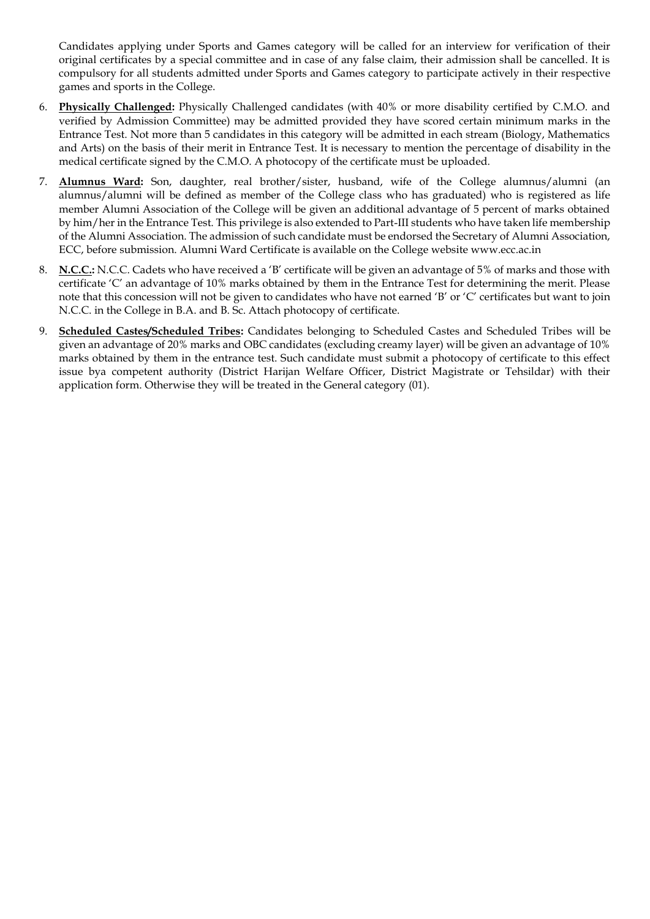Candidates applying under Sports and Games category will be called for an interview for verification of their original certificates by a special committee and in case of any false claim, their admission shall be cancelled. It is compulsory for all students admitted under Sports and Games category to participate actively in their respective games and sports in the College.

6. **Physically Challenged:** Physically Challenged candidates (with 40% or more disability certified by C.M.O. and verified by Admission Committee) may be admitted provided they have scored certain minimum marks in the Entrance Test. Not more than 5 candidates in this category will be admitted in each stream (Biology, Mathematics and Arts) on the basis of their merit in Entrance Test. It is necessary to mention the percentage of disability in the medical certificate signed by the C.M.O. A photocopy of the certificate must be uploaded.

7. **Alumnus Ward:** Son, daughter, real brother/sister, husband, wife of the College alumnus/alumni (an alumnus/alumni will be defined as member of the College class who has graduated) who is registered as life member Alumni Association of the College will be given an additional advantage of 5 percent of marks obtained by him/her in the Entrance Test. This privilege is also extended to Part-III students who have taken life membership of the Alumni Association. The admission of such candidate must be endorsed the Secretary of Alumni Association, ECC, before submission. Alumni Ward Certificate is available on the College website www.ecc.ac.in

8. **N.C.C.:** N.C.C. Cadets who have received a 'B' certificate will be given an advantage of 5% of marks and those with certificate 'C' an advantage of 10% marks obtained by them in the Entrance Test for determining the merit. Please note that this concession will not be given to candidates who have not earned 'B' or 'C' certificates but want to join N.C.C. in the College in B.A. and B. Sc. Attach photocopy of certificate.

9. **Scheduled Castes/Scheduled Tribes:** Candidates belonging to Scheduled Castes and Scheduled Tribes will be given an advantage of 20% marks and OBC candidates (excluding creamy layer) will be given an advantage of 10% marks obtained by them in the entrance test. Such candidate must submit a photocopy of certificate to this effect issue bya competent authority (District Harijan Welfare Officer, District Magistrate or Tehsildar) with their application form. Otherwise they will be treated in the General category (01).